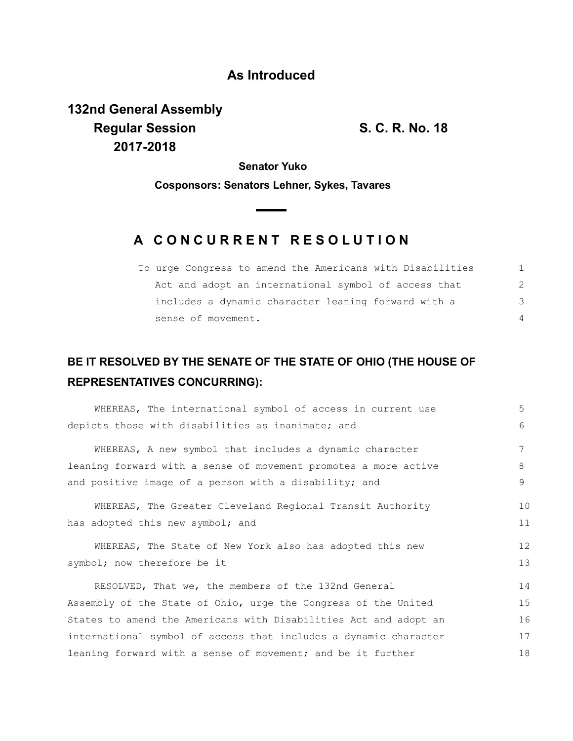**As Introduced**

**132nd General Assembly**
**Regular Session** **S. C. R. No. 18**
**2017-2018**

**Senator Yuko**

**Cosponsors: Senators Lehner, Sykes, Tavares**

## A CONCURRENT RESOLUTION

To urge Congress to amend the Americans with Disabilities Act and adopt an international symbol of access that includes a dynamic character leaning forward with a sense of movement.

**BE IT RESOLVED BY THE SENATE OF THE STATE OF OHIO (THE HOUSE OF REPRESENTATIVES CONCURRING):**

WHEREAS, The international symbol of access in current use depicts those with disabilities as inanimate; and

WHEREAS, A new symbol that includes a dynamic character leaning forward with a sense of movement promotes a more active and positive image of a person with a disability; and

WHEREAS, The Greater Cleveland Regional Transit Authority has adopted this new symbol; and

WHEREAS, The State of New York also has adopted this new symbol; now therefore be it

RESOLVED, That we, the members of the 132nd General Assembly of the State of Ohio, urge the Congress of the United States to amend the Americans with Disabilities Act and adopt an international symbol of access that includes a dynamic character leaning forward with a sense of movement; and be it further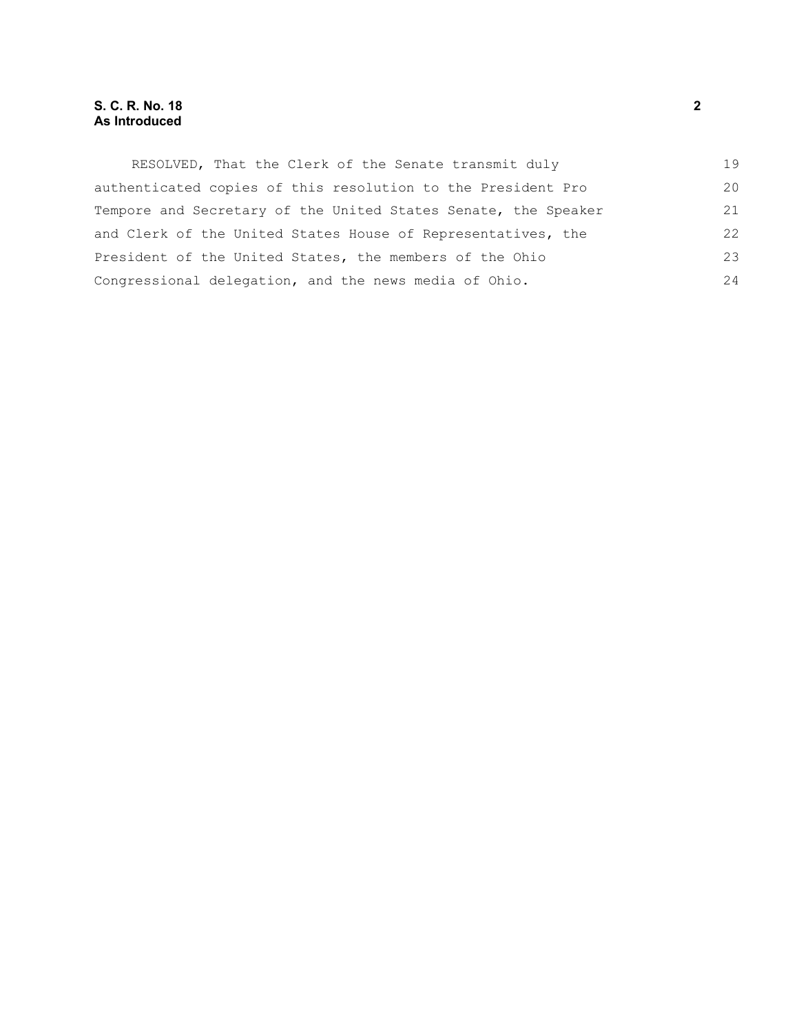RESOLVED, That the Clerk of the Senate transmit duly authenticated copies of this resolution to the President Pro Tempore and Secretary of the United States Senate, the Speaker and Clerk of the United States House of Representatives, the President of the United States, the members of the Ohio Congressional delegation, and the news media of Ohio.